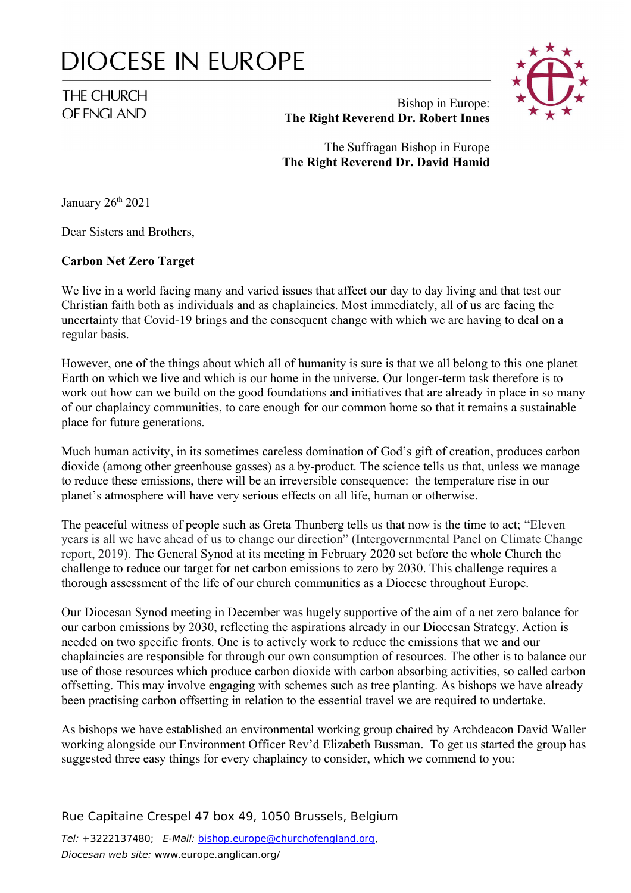# DIOCESE IN EUROPE

THE CHURCH OF ENGLAND

Bishop in Europe:
**The Right Reverend Dr. Robert Innes**

The Suffragan Bishop in Europe
**The Right Reverend Dr. David Hamid**

January 26th 2021

Dear Sisters and Brothers,

**Carbon Net Zero Target**

We live in a world facing many and varied issues that affect our day to day living and that test our Christian faith both as individuals and as chaplaincies. Most immediately, all of us are facing the uncertainty that Covid-19 brings and the consequent change with which we are having to deal on a regular basis.

However, one of the things about which all of humanity is sure is that we all belong to this one planet Earth on which we live and which is our home in the universe. Our longer-term task therefore is to work out how can we build on the good foundations and initiatives that are already in place in so many of our chaplaincy communities, to care enough for our common home so that it remains a sustainable place for future generations.

Much human activity, in its sometimes careless domination of God's gift of creation, produces carbon dioxide (among other greenhouse gasses) as a by-product. The science tells us that, unless we manage to reduce these emissions, there will be an irreversible consequence: the temperature rise in our planet's atmosphere will have very serious effects on all life, human or otherwise.

The peaceful witness of people such as Greta Thunberg tells us that now is the time to act; "Eleven years is all we have ahead of us to change our direction" (Intergovernmental Panel on Climate Change report, 2019). The General Synod at its meeting in February 2020 set before the whole Church the challenge to reduce our target for net carbon emissions to zero by 2030. This challenge requires a thorough assessment of the life of our church communities as a Diocese throughout Europe.

Our Diocesan Synod meeting in December was hugely supportive of the aim of a net zero balance for our carbon emissions by 2030, reflecting the aspirations already in our Diocesan Strategy. Action is needed on two specific fronts. One is to actively work to reduce the emissions that we and our chaplaincies are responsible for through our own consumption of resources. The other is to balance our use of those resources which produce carbon dioxide with carbon absorbing activities, so called carbon offsetting. This may involve engaging with schemes such as tree planting. As bishops we have already been practising carbon offsetting in relation to the essential travel we are required to undertake.

As bishops we have established an environmental working group chaired by Archdeacon David Waller working alongside our Environment Officer Rev'd Elizabeth Bussman. To get us started the group has suggested three easy things for every chaplaincy to consider, which we commend to you:

Rue Capitaine Crespel 47 box 49, 1050 Brussels, Belgium

*Tel:* +3222137480; *E-Mail:* bishop.europe@churchofengland.org,
*Diocesan web site:* www.europe.anglican.org/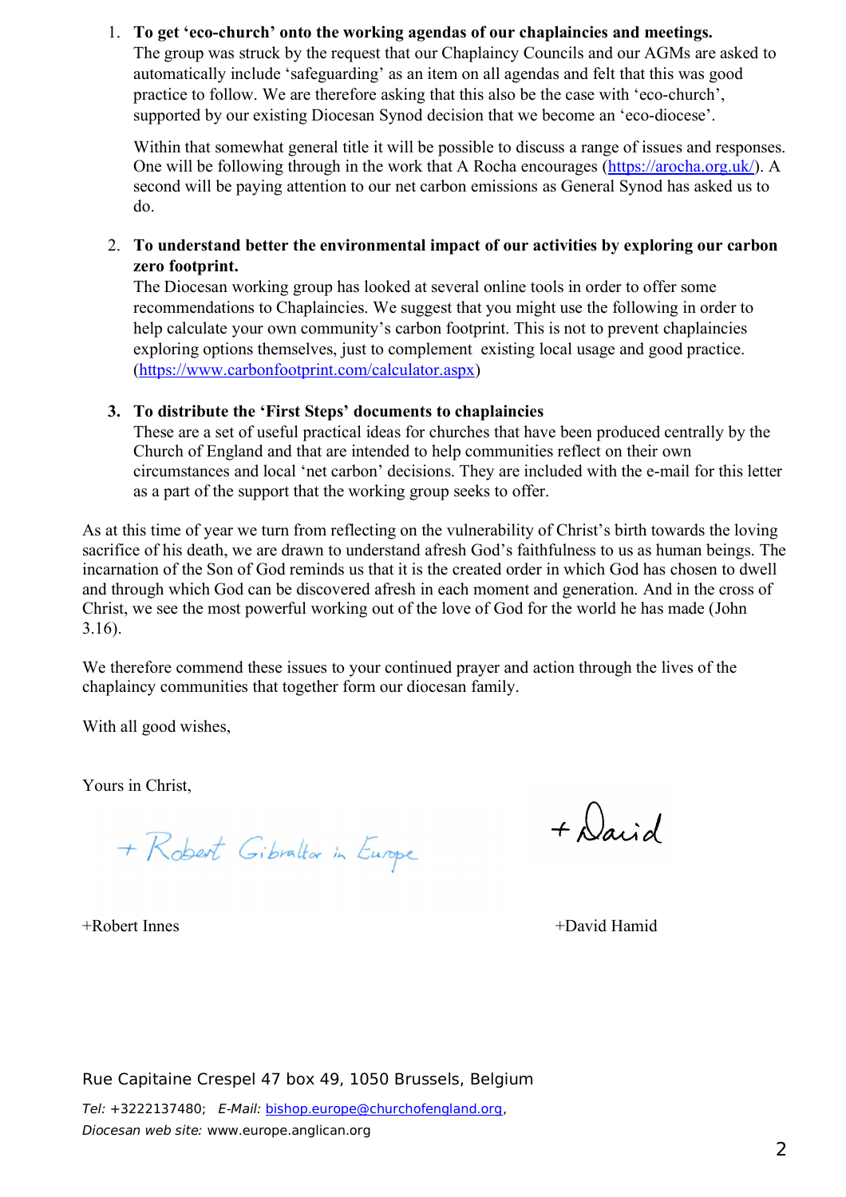1. **To get 'eco-church' onto the working agendas of our chaplaincies and meetings.**
   The group was struck by the request that our Chaplaincy Councils and our AGMs are asked to automatically include 'safeguarding' as an item on all agendas and felt that this was good practice to follow. We are therefore asking that this also be the case with 'eco-church', supported by our existing Diocesan Synod decision that we become an 'eco-diocese'.

   Within that somewhat general title it will be possible to discuss a range of issues and responses. One will be following through in the work that A Rocha encourages (https://arocha.org.uk/). A second will be paying attention to our net carbon emissions as General Synod has asked us to do.

2. **To understand better the environmental impact of our activities by exploring our carbon zero footprint.**
   The Diocesan working group has looked at several online tools in order to offer some recommendations to Chaplaincies. We suggest that you might use the following in order to help calculate your own community's carbon footprint. This is not to prevent chaplaincies exploring options themselves, just to complement existing local usage and good practice. (https://www.carbonfootprint.com/calculator.aspx)

3. **To distribute the 'First Steps' documents to chaplaincies**
   These are a set of useful practical ideas for churches that have been produced centrally by the Church of England and that are intended to help communities reflect on their own circumstances and local 'net carbon' decisions. They are included with the e-mail for this letter as a part of the support that the working group seeks to offer.

As at this time of year we turn from reflecting on the vulnerability of Christ's birth towards the loving sacrifice of his death, we are drawn to understand afresh God's faithfulness to us as human beings. The incarnation of the Son of God reminds us that it is the created order in which God has chosen to dwell and through which God can be discovered afresh in each moment and generation. And in the cross of Christ, we see the most powerful working out of the love of God for the world he has made (John 3.16).

We therefore commend these issues to your continued prayer and action through the lives of the chaplaincy communities that together form our diocesan family.

With all good wishes,

Yours in Christ,

+Robert Gibraltar in Europe　　　　+David

+Robert Innes　　　　+David Hamid

Rue Capitaine Crespel 47 box 49, 1050 Brussels, Belgium

*Tel:* +3222137480; *E-Mail:* bishop.europe@churchofengland.org,
*Diocesan web site:* www.europe.anglican.org